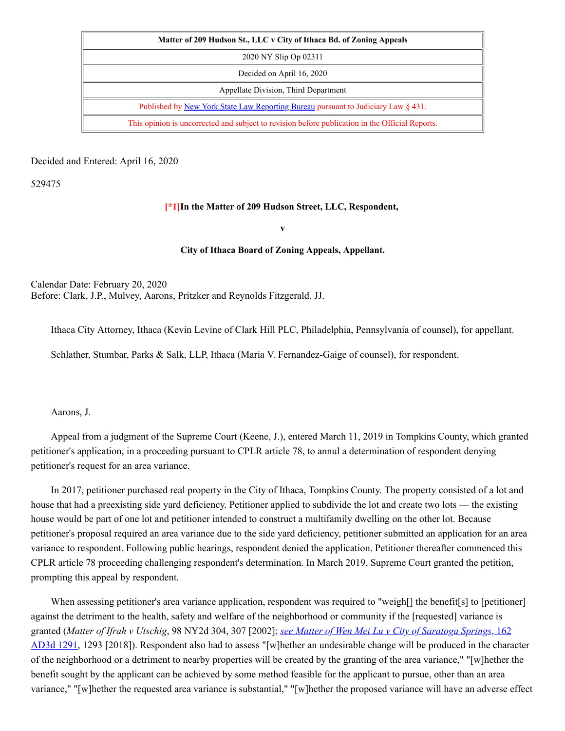| Matter of 209 Hudson St., LLC v City of Ithaca Bd. of Zoning Appeals |
|---|
| 2020 NY Slip Op 02311 |
| Decided on April 16, 2020 |
| Appellate Division, Third Department |
| Published by New York State Law Reporting Bureau pursuant to Judiciary Law § 431. |
| This opinion is uncorrected and subject to revision before publication in the Official Reports. |

Decided and Entered: April 16, 2020

529475

**[*1]In the Matter of 209 Hudson Street, LLC, Respondent,**

**v**

**City of Ithaca Board of Zoning Appeals, Appellant.**

Calendar Date: February 20, 2020
Before: Clark, J.P., Mulvey, Aarons, Pritzker and Reynolds Fitzgerald, JJ.

Ithaca City Attorney, Ithaca (Kevin Levine of Clark Hill PLC, Philadelphia, Pennsylvania of counsel), for appellant.

Schlather, Stumbar, Parks & Salk, LLP, Ithaca (Maria V. Fernandez-Gaige of counsel), for respondent.

Aarons, J.

Appeal from a judgment of the Supreme Court (Keene, J.), entered March 11, 2019 in Tompkins County, which granted petitioner's application, in a proceeding pursuant to CPLR article 78, to annul a determination of respondent denying petitioner's request for an area variance.

In 2017, petitioner purchased real property in the City of Ithaca, Tompkins County. The property consisted of a lot and house that had a preexisting side yard deficiency. Petitioner applied to subdivide the lot and create two lots — the existing house would be part of one lot and petitioner intended to construct a multifamily dwelling on the other lot. Because petitioner's proposal required an area variance due to the side yard deficiency, petitioner submitted an application for an area variance to respondent. Following public hearings, respondent denied the application. Petitioner thereafter commenced this CPLR article 78 proceeding challenging respondent's determination. In March 2019, Supreme Court granted the petition, prompting this appeal by respondent.

When assessing petitioner's area variance application, respondent was required to "weigh[] the benefit[s] to [petitioner] against the detriment to the health, safety and welfare of the neighborhood or community if the [requested] variance is granted (*Matter of Ifrah v Utschig*, 98 NY2d 304, 307 [2002]; *see Matter of Wen Mei Lu v City of Saratoga Springs*, 162 AD3d 1291, 1293 [2018]). Respondent also had to assess "[w]hether an undesirable change will be produced in the character of the neighborhood or a detriment to nearby properties will be created by the granting of the area variance," "[w]hether the benefit sought by the applicant can be achieved by some method feasible for the applicant to pursue, other than an area variance," "[w]hether the requested area variance is substantial," "[w]hether the proposed variance will have an adverse effect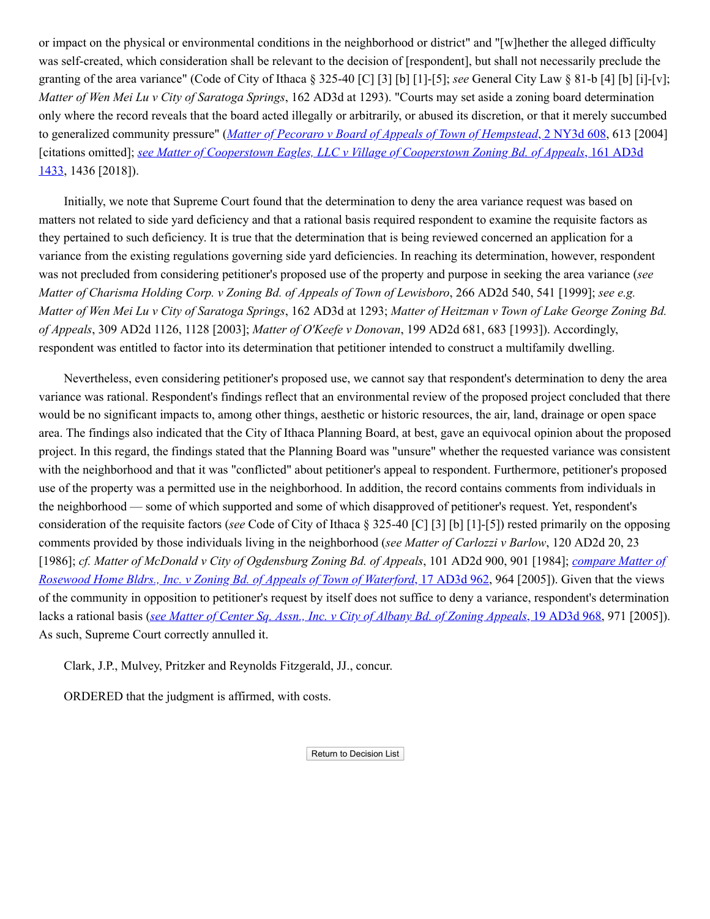or impact on the physical or environmental conditions in the neighborhood or district" and "[w]hether the alleged difficulty was self-created, which consideration shall be relevant to the decision of [respondent], but shall not necessarily preclude the granting of the area variance" (Code of City of Ithaca § 325-40 [C] [3] [b] [1]-[5]; *see* General City Law § 81-b [4] [b] [i]-[v]; *Matter of Wen Mei Lu v City of Saratoga Springs*, 162 AD3d at 1293). "Courts may set aside a zoning board determination only where the record reveals that the board acted illegally or arbitrarily, or abused its discretion, or that it merely succumbed to generalized community pressure" (*Matter of Pecoraro v Board of Appeals of Town of Hempstead*, 2 NY3d 608, 613 [2004] [citations omitted]; *see Matter of Cooperstown Eagles, LLC v Village of Cooperstown Zoning Bd. of Appeals*, 161 AD3d 1433, 1436 [2018]).

Initially, we note that Supreme Court found that the determination to deny the area variance request was based on matters not related to side yard deficiency and that a rational basis required respondent to examine the requisite factors as they pertained to such deficiency. It is true that the determination that is being reviewed concerned an application for a variance from the existing regulations governing side yard deficiencies. In reaching its determination, however, respondent was not precluded from considering petitioner's proposed use of the property and purpose in seeking the area variance (*see Matter of Charisma Holding Corp. v Zoning Bd. of Appeals of Town of Lewisboro*, 266 AD2d 540, 541 [1999]; *see e.g. Matter of Wen Mei Lu v City of Saratoga Springs*, 162 AD3d at 1293; *Matter of Heitzman v Town of Lake George Zoning Bd. of Appeals*, 309 AD2d 1126, 1128 [2003]; *Matter of O'Keefe v Donovan*, 199 AD2d 681, 683 [1993]). Accordingly, respondent was entitled to factor into its determination that petitioner intended to construct a multifamily dwelling.

Nevertheless, even considering petitioner's proposed use, we cannot say that respondent's determination to deny the area variance was rational. Respondent's findings reflect that an environmental review of the proposed project concluded that there would be no significant impacts to, among other things, aesthetic or historic resources, the air, land, drainage or open space area. The findings also indicated that the City of Ithaca Planning Board, at best, gave an equivocal opinion about the proposed project. In this regard, the findings stated that the Planning Board was "unsure" whether the requested variance was consistent with the neighborhood and that it was "conflicted" about petitioner's appeal to respondent. Furthermore, petitioner's proposed use of the property was a permitted use in the neighborhood. In addition, the record contains comments from individuals in the neighborhood — some of which supported and some of which disapproved of petitioner's request. Yet, respondent's consideration of the requisite factors (*see* Code of City of Ithaca § 325-40 [C] [3] [b] [1]-[5]) rested primarily on the opposing comments provided by those individuals living in the neighborhood (*see Matter of Carlozzi v Barlow*, 120 AD2d 20, 23 [1986]; *cf. Matter of McDonald v City of Ogdensburg Zoning Bd. of Appeals*, 101 AD2d 900, 901 [1984]; *compare Matter of Rosewood Home Bldrs., Inc. v Zoning Bd. of Appeals of Town of Waterford*, 17 AD3d 962, 964 [2005]). Given that the views of the community in opposition to petitioner's request by itself does not suffice to deny a variance, respondent's determination lacks a rational basis (*see Matter of Center Sq. Assn., Inc. v City of Albany Bd. of Zoning Appeals*, 19 AD3d 968, 971 [2005]). As such, Supreme Court correctly annulled it.

Clark, J.P., Mulvey, Pritzker and Reynolds Fitzgerald, JJ., concur.

ORDERED that the judgment is affirmed, with costs.

Return to Decision List